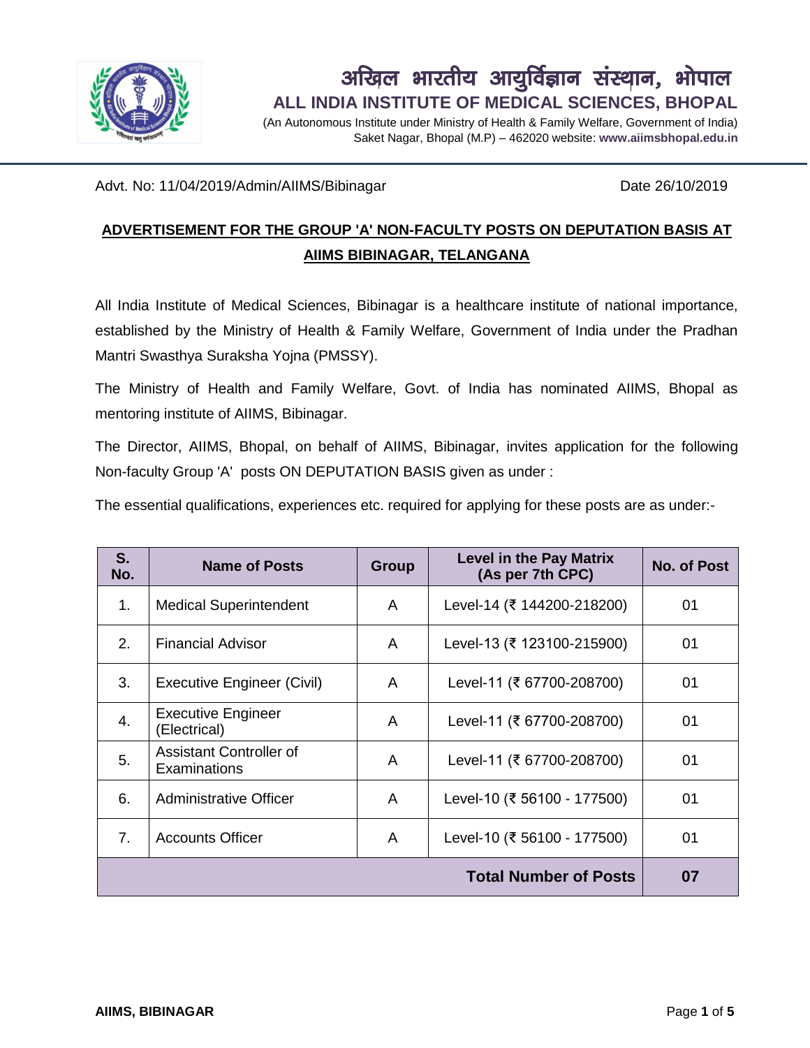# अखिल भारतीय आयुर्विज्ञान संस्थान, भोपाल

## ALL INDIA INSTITUTE OF MEDICAL SCIENCES, BHOPAL

(An Autonomous Institute under Ministry of Health & Family Welfare, Government of India)
Saket Nagar, Bhopal (M.P) – 462020 website: **www.aiimsbhopal.edu.in**

Advt. No: 11/04/2019/Admin/AIIMS/Bibinagar Date 26/10/2019

## ADVERTISEMENT FOR THE GROUP 'A' NON-FACULTY POSTS ON DEPUTATION BASIS AT AIIMS BIBINAGAR, TELANGANA

All India Institute of Medical Sciences, Bibinagar is a healthcare institute of national importance, established by the Ministry of Health & Family Welfare, Government of India under the Pradhan Mantri Swasthya Suraksha Yojna (PMSSY).

The Ministry of Health and Family Welfare, Govt. of India has nominated AIIMS, Bhopal as mentoring institute of AIIMS, Bibinagar.

The Director, AIIMS, Bhopal, on behalf of AIIMS, Bibinagar, invites application for the following Non-faculty Group 'A' posts ON DEPUTATION BASIS given as under :

The essential qualifications, experiences etc. required for applying for these posts are as under:-

| S. No. | Name of Posts | Group | Level in the Pay Matrix (As per 7th CPC) | No. of Post |
|---|---|---|---|---|
| 1. | Medical Superintendent | A | Level-14 (₹ 144200-218200) | 01 |
| 2. | Financial Advisor | A | Level-13 (₹ 123100-215900) | 01 |
| 3. | Executive Engineer (Civil) | A | Level-11 (₹ 67700-208700) | 01 |
| 4. | Executive Engineer (Electrical) | A | Level-11 (₹ 67700-208700) | 01 |
| 5. | Assistant Controller of Examinations | A | Level-11 (₹ 67700-208700) | 01 |
| 6. | Administrative Officer | A | Level-10 (₹ 56100 - 177500) | 01 |
| 7. | Accounts Officer | A | Level-10 (₹ 56100 - 177500) | 01 |
| **Total Number of Posts** | | | | **07** |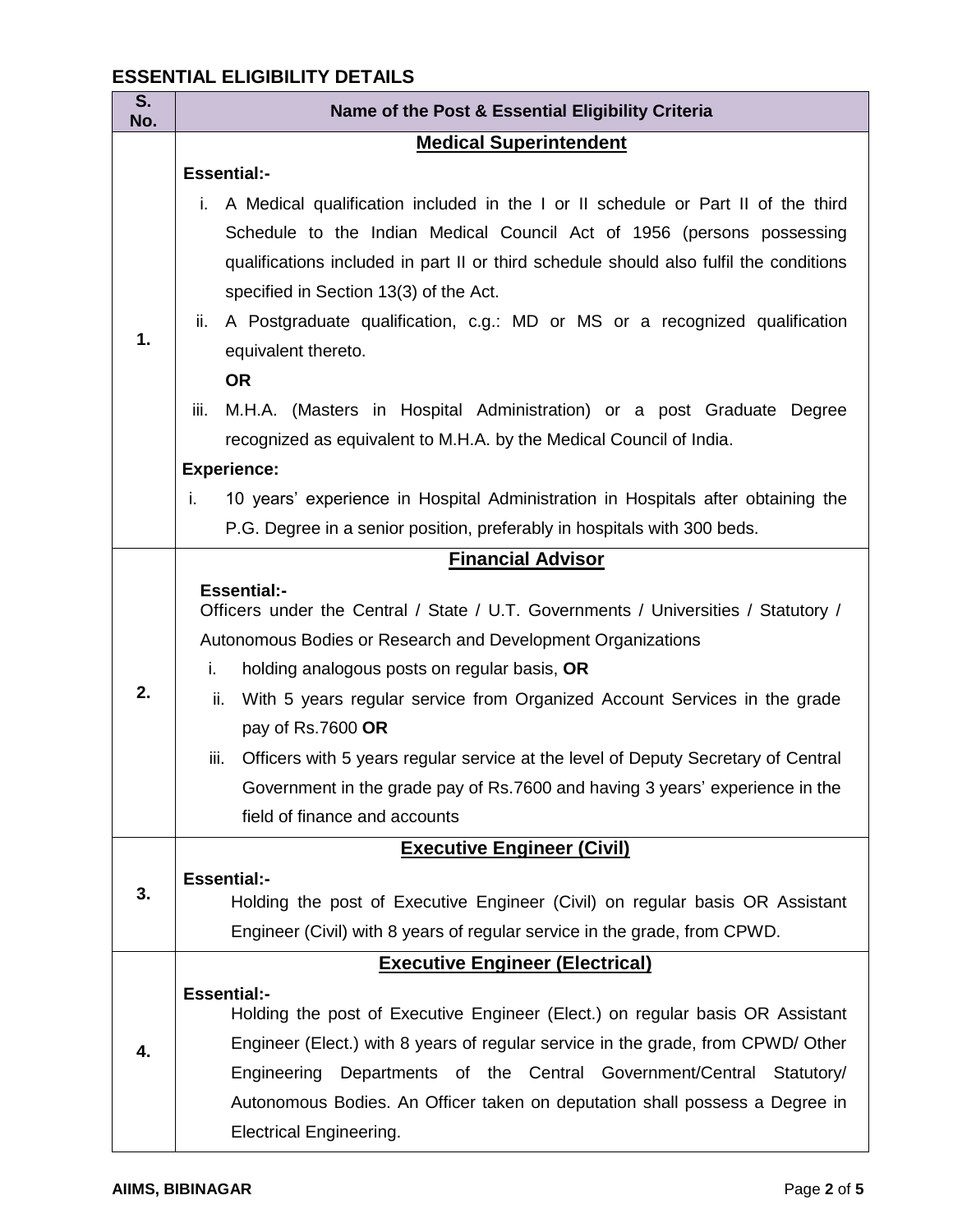## ESSENTIAL ELIGIBILITY DETAILS

| S. No. | Name of the Post & Essential Eligibility Criteria |
|---|---|
| 1. | **Medical Superintendent**<br><br>**Essential:-**<br>i. A Medical qualification included in the I or II schedule or Part II of the third Schedule to the Indian Medical Council Act of 1956 (persons possessing qualifications included in part II or third schedule should also fulfil the conditions specified in Section 13(3) of the Act.<br>ii. A Postgraduate qualification, c.g.: MD or MS or a recognized qualification equivalent thereto.<br>**OR**<br>iii. M.H.A. (Masters in Hospital Administration) or a post Graduate Degree recognized as equivalent to M.H.A. by the Medical Council of India.<br><br>**Experience:**<br>i. 10 years' experience in Hospital Administration in Hospitals after obtaining the P.G. Degree in a senior position, preferably in hospitals with 300 beds. |
| 2. | **Financial Advisor**<br><br>**Essential:-**<br>Officers under the Central / State / U.T. Governments / Universities / Statutory / Autonomous Bodies or Research and Development Organizations<br>i. holding analogous posts on regular basis, **OR**<br>ii. With 5 years regular service from Organized Account Services in the grade pay of Rs.7600 **OR**<br>iii. Officers with 5 years regular service at the level of Deputy Secretary of Central Government in the grade pay of Rs.7600 and having 3 years' experience in the field of finance and accounts |
| 3. | **Executive Engineer (Civil)**<br><br>**Essential:-**<br>Holding the post of Executive Engineer (Civil) on regular basis OR Assistant Engineer (Civil) with 8 years of regular service in the grade, from CPWD. |
| 4. | **Executive Engineer (Electrical)**<br><br>**Essential:-**<br>Holding the post of Executive Engineer (Elect.) on regular basis OR Assistant Engineer (Elect.) with 8 years of regular service in the grade, from CPWD/ Other Engineering Departments of the Central Government/Central Statutory/ Autonomous Bodies. An Officer taken on deputation shall possess a Degree in Electrical Engineering. |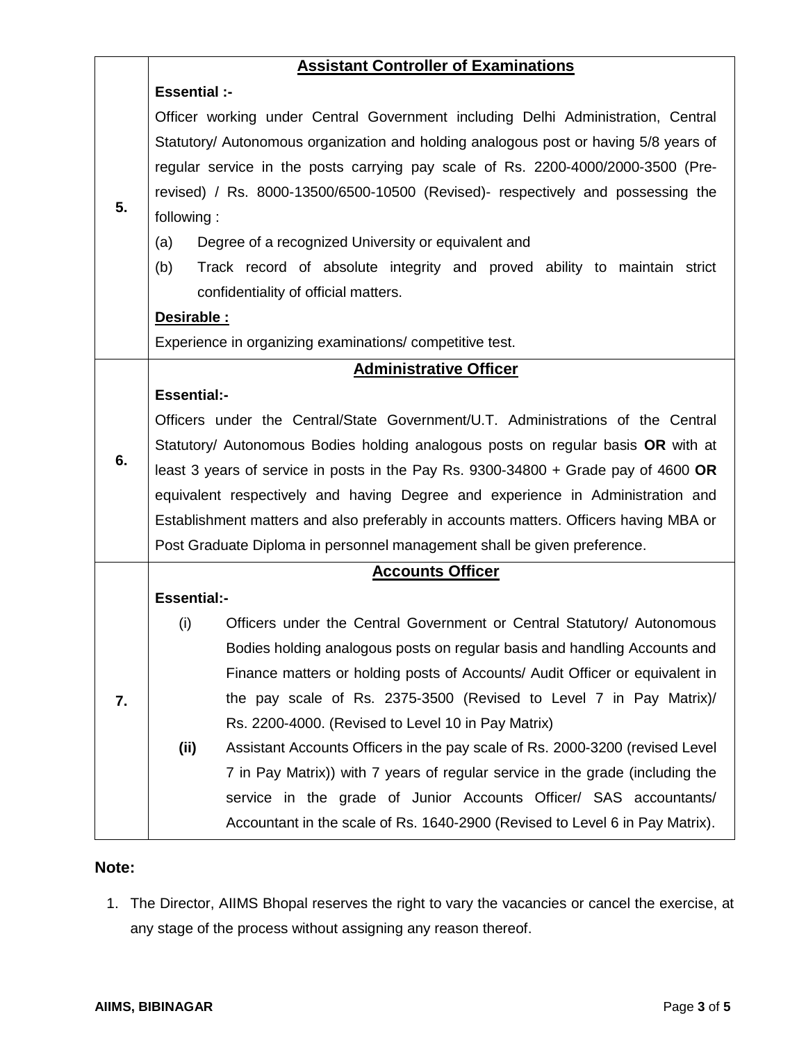| | |
|---|---|
| **5.** | **Assistant Controller of Examinations**<br><br>**Essential :-**<br>Officer working under Central Government including Delhi Administration, Central Statutory/ Autonomous organization and holding analogous post or having 5/8 years of regular service in the posts carrying pay scale of Rs. 2200-4000/2000-3500 (Pre-revised) / Rs. 8000-13500/6500-10500 (Revised)- respectively and possessing the following :<br>(a) Degree of a recognized University or equivalent and<br>(b) Track record of absolute integrity and proved ability to maintain strict confidentiality of official matters.<br><br>**Desirable :**<br>Experience in organizing examinations/ competitive test. |
| **6.** | **Administrative Officer**<br><br>**Essential:-**<br>Officers under the Central/State Government/U.T. Administrations of the Central Statutory/ Autonomous Bodies holding analogous posts on regular basis **OR** with at least 3 years of service in posts in the Pay Rs. 9300-34800 + Grade pay of 4600 **OR** equivalent respectively and having Degree and experience in Administration and Establishment matters and also preferably in accounts matters. Officers having MBA or Post Graduate Diploma in personnel management shall be given preference. |
| **7.** | **Accounts Officer**<br><br>**Essential:-**<br>(i) Officers under the Central Government or Central Statutory/ Autonomous Bodies holding analogous posts on regular basis and handling Accounts and Finance matters or holding posts of Accounts/ Audit Officer or equivalent in the pay scale of Rs. 2375-3500 (Revised to Level 7 in Pay Matrix)/ Rs. 2200-4000. (Revised to Level 10 in Pay Matrix)<br>**(ii)** Assistant Accounts Officers in the pay scale of Rs. 2000-3200 (revised Level 7 in Pay Matrix)) with 7 years of regular service in the grade (including the service in the grade of Junior Accounts Officer/ SAS accountants/ Accountant in the scale of Rs. 1640-2900 (Revised to Level 6 in Pay Matrix). |

**Note:**

1. The Director, AIIMS Bhopal reserves the right to vary the vacancies or cancel the exercise, at any stage of the process without assigning any reason thereof.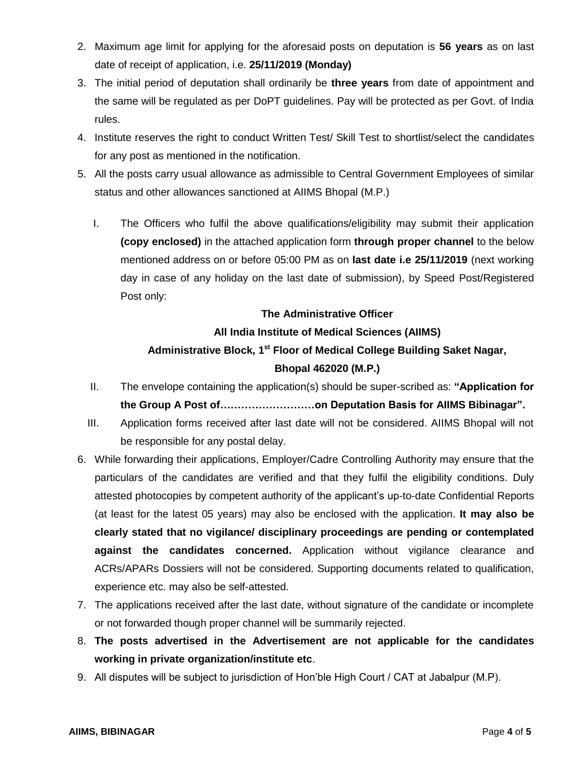2. Maximum age limit for applying for the aforesaid posts on deputation is **56 years** as on last date of receipt of application, i.e. **25/11/2019 (Monday)**
3. The initial period of deputation shall ordinarily be **three years** from date of appointment and the same will be regulated as per DoPT guidelines. Pay will be protected as per Govt. of India rules.
4. Institute reserves the right to conduct Written Test/ Skill Test to shortlist/select the candidates for any post as mentioned in the notification.
5. All the posts carry usual allowance as admissible to Central Government Employees of similar status and other allowances sanctioned at AIIMS Bhopal (M.P.)

    I. The Officers who fulfil the above qualifications/eligibility may submit their application **(copy enclosed)** in the attached application form **through proper channel** to the below mentioned address on or before 05:00 PM as on **last date i.e 25/11/2019** (next working day in case of any holiday on the last date of submission), by Speed Post/Registered Post only:

    **The Administrative Officer**
    **All India Institute of Medical Sciences (AIIMS)**
    **Administrative Block, 1st Floor of Medical College Building Saket Nagar,**
    **Bhopal 462020 (M.P.)**

    II. The envelope containing the application(s) should be super-scribed as: **"Application for the Group A Post of………………………on Deputation Basis for AIIMS Bibinagar".**

    III. Application forms received after last date will not be considered. AIIMS Bhopal will not be responsible for any postal delay.

6. While forwarding their applications, Employer/Cadre Controlling Authority may ensure that the particulars of the candidates are verified and that they fulfil the eligibility conditions. Duly attested photocopies by competent authority of the applicant's up-to-date Confidential Reports (at least for the latest 05 years) may also be enclosed with the application. **It may also be clearly stated that no vigilance/ disciplinary proceedings are pending or contemplated against the candidates concerned.** Application without vigilance clearance and ACRs/APARs Dossiers will not be considered. Supporting documents related to qualification, experience etc. may also be self-attested.
7. The applications received after the last date, without signature of the candidate or incomplete or not forwarded though proper channel will be summarily rejected.
8. **The posts advertised in the Advertisement are not applicable for the candidates working in private organization/institute etc**.
9. All disputes will be subject to jurisdiction of Hon'ble High Court / CAT at Jabalpur (M.P).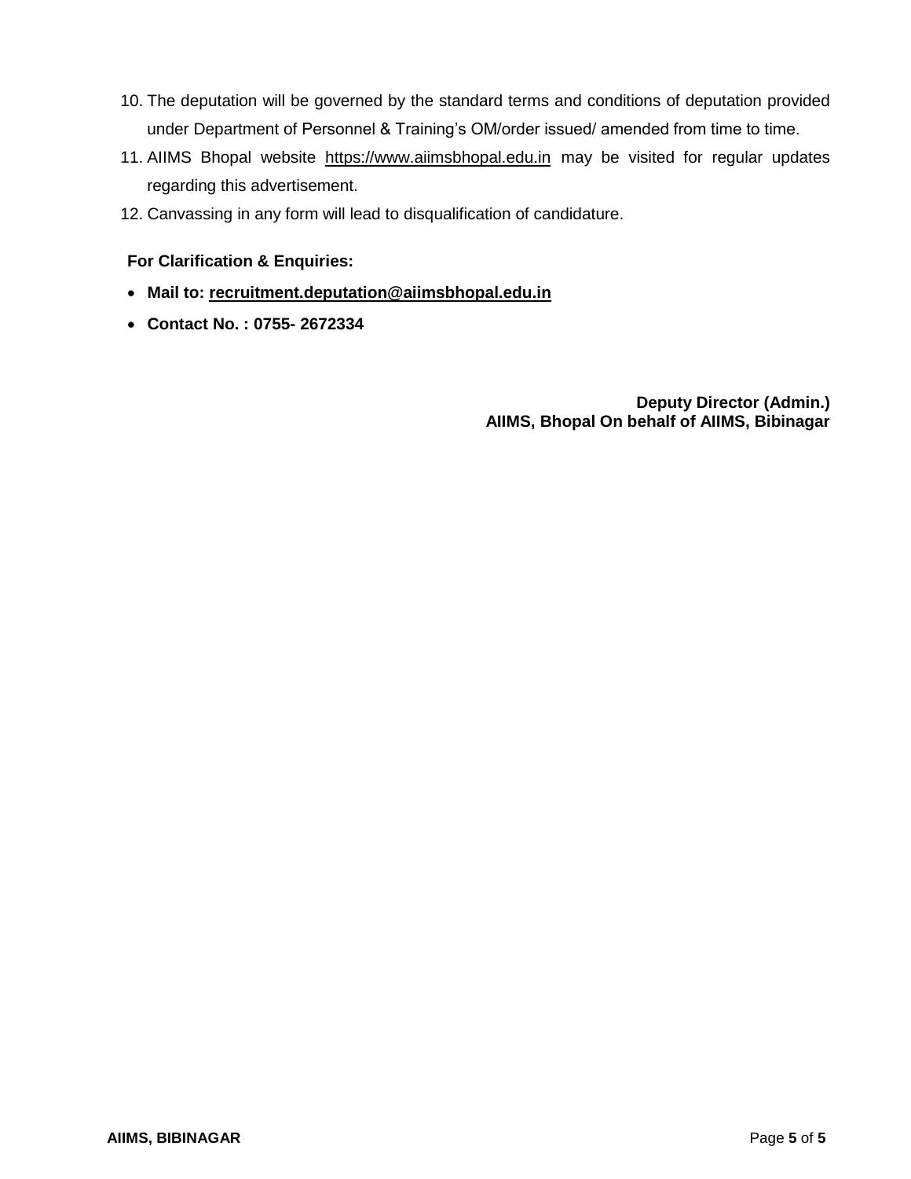10. The deputation will be governed by the standard terms and conditions of deputation provided under Department of Personnel & Training's OM/order issued/ amended from time to time.
11. AIIMS Bhopal website https://www.aiimsbhopal.edu.in may be visited for regular updates regarding this advertisement.
12. Canvassing in any form will lead to disqualification of candidature.

**For Clarification & Enquiries:**

- **Mail to: recruitment.deputation@aiimsbhopal.edu.in**
- **Contact No. : 0755- 2672334**

**Deputy Director (Admin.)**
**AIIMS, Bhopal On behalf of AIIMS, Bibinagar**